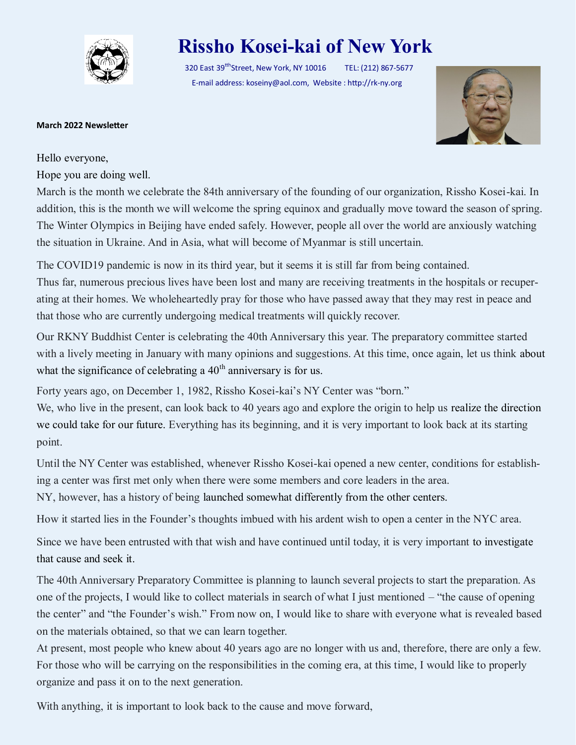# Rissho Kosei-kai of New York

320 East 39th Street, New York, NY 10016 TEL: (212) 867-5677

E-mail address: koseiny@aol.com, Website : http://rk-ny.org

**March 2022 Newsletter**

Hello everyone,

Hope you are doing well.

March is the month we celebrate the 84th anniversary of the founding of our organization, Rissho Kosei-kai. In addition, this is the month we will welcome the spring equinox and gradually move toward the season of spring. The Winter Olympics in Beijing have ended safely. However, people all over the world are anxiously watching the situation in Ukraine. And in Asia, what will become of Myanmar is still uncertain.

The COVID19 pandemic is now in its third year, but it seems it is still far from being contained. Thus far, numerous precious lives have been lost and many are receiving treatments in the hospitals or recuperating at their homes. We wholeheartedly pray for those who have passed away that they may rest in peace and that those who are currently undergoing medical treatments will quickly recover.

Our RKNY Buddhist Center is celebrating the 40th Anniversary this year. The preparatory committee started with a lively meeting in January with many opinions and suggestions. At this time, once again, let us think about what the significance of celebrating a 40th anniversary is for us.

Forty years ago, on December 1, 1982, Rissho Kosei-kai's NY Center was "born."

We, who live in the present, can look back to 40 years ago and explore the origin to help us realize the direction we could take for our future. Everything has its beginning, and it is very important to look back at its starting point.

Until the NY Center was established, whenever Rissho Kosei-kai opened a new center, conditions for establishing a center was first met only when there were some members and core leaders in the area.

NY, however, has a history of being launched somewhat differently from the other centers.

How it started lies in the Founder's thoughts imbued with his ardent wish to open a center in the NYC area.

Since we have been entrusted with that wish and have continued until today, it is very important to investigate that cause and seek it.

The 40th Anniversary Preparatory Committee is planning to launch several projects to start the preparation. As one of the projects, I would like to collect materials in search of what I just mentioned – "the cause of opening the center" and "the Founder's wish." From now on, I would like to share with everyone what is revealed based on the materials obtained, so that we can learn together.

At present, most people who knew about 40 years ago are no longer with us and, therefore, there are only a few. For those who will be carrying on the responsibilities in the coming era, at this time, I would like to properly organize and pass it on to the next generation.

With anything, it is important to look back to the cause and move forward,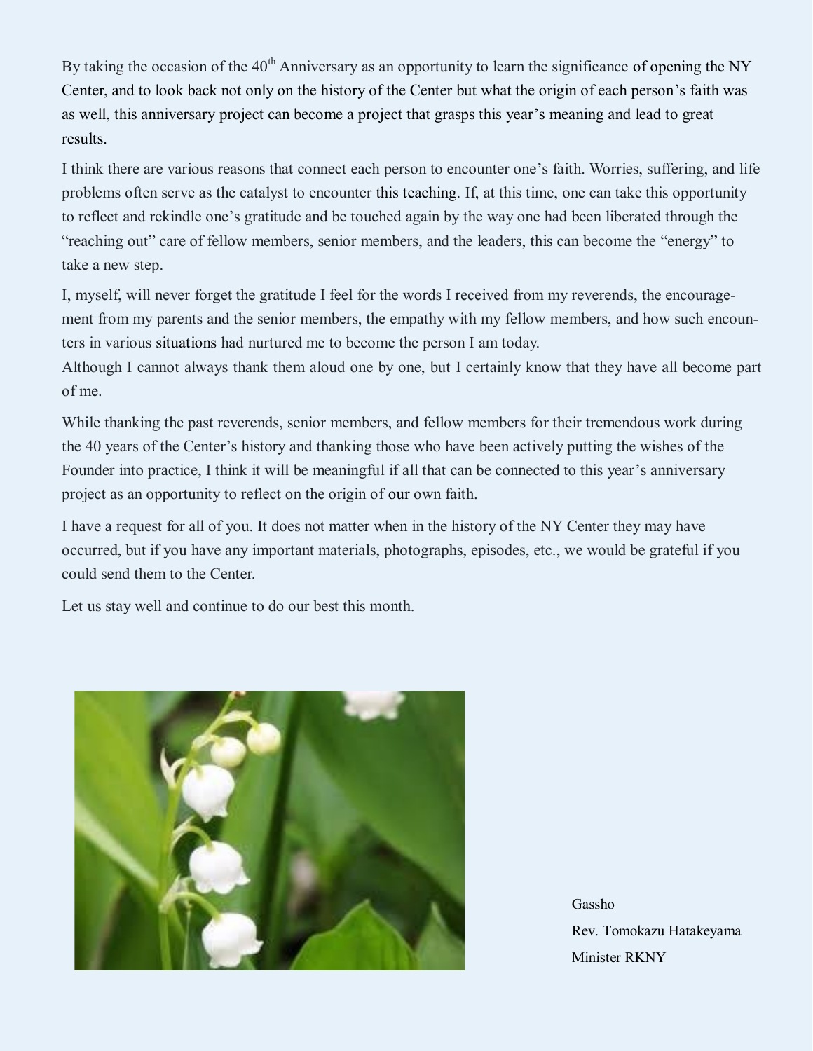By taking the occasion of the 40th Anniversary as an opportunity to learn the significance of opening the NY Center, and to look back not only on the history of the Center but what the origin of each person's faith was as well, this anniversary project can become a project that grasps this year's meaning and lead to great results.

I think there are various reasons that connect each person to encounter one's faith. Worries, suffering, and life problems often serve as the catalyst to encounter this teaching. If, at this time, one can take this opportunity to reflect and rekindle one's gratitude and be touched again by the way one had been liberated through the "reaching out" care of fellow members, senior members, and the leaders, this can become the "energy" to take a new step.

I, myself, will never forget the gratitude I feel for the words I received from my reverends, the encouragement from my parents and the senior members, the empathy with my fellow members, and how such encounters in various situations had nurtured me to become the person I am today.
Although I cannot always thank them aloud one by one, but I certainly know that they have all become part of me.

While thanking the past reverends, senior members, and fellow members for their tremendous work during the 40 years of the Center's history and thanking those who have been actively putting the wishes of the Founder into practice, I think it will be meaningful if all that can be connected to this year's anniversary project as an opportunity to reflect on the origin of our own faith.

I have a request for all of you. It does not matter when in the history of the NY Center they may have occurred, but if you have any important materials, photographs, episodes, etc., we would be grateful if you could send them to the Center.

Let us stay well and continue to do our best this month.

Gassho
Rev. Tomokazu Hatakeyama
Minister RKNY